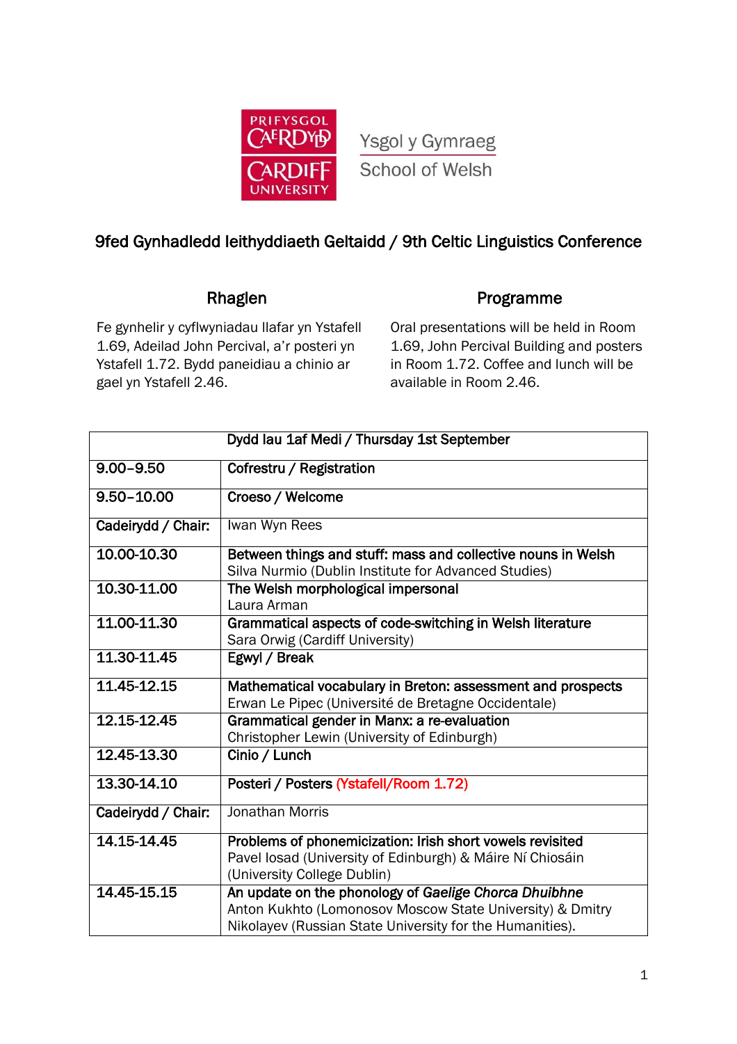Prifysgol Caerdydd / Cardiff University

Ysgol y Gymraeg
School of Welsh

# 9fed Gynhadledd Ieithyddiaeth Geltaidd / 9th Celtic Linguistics Conference

## Rhaglen

Fe gynhelir y cyflwyniadau llafar yn Ystafell 1.69, Adeilad John Percival, a'r posteri yn Ystafell 1.72. Bydd paneidiau a chinio ar gael yn Ystafell 2.46.

## Programme

Oral presentations will be held in Room 1.69, John Percival Building and posters in Room 1.72. Coffee and lunch will be available in Room 2.46.

| Dydd Iau 1af Medi / Thursday 1st September | |
|---|---|
| **9.00–9.50** | **Cofrestru / Registration** |
| **9.50–10.00** | **Croeso / Welcome** |
| **Cadeirydd / Chair:** | Iwan Wyn Rees |
| **10.00-10.30** | **Between things and stuff: mass and collective nouns in Welsh**<br>Silva Nurmio (Dublin Institute for Advanced Studies) |
| **10.30-11.00** | **The Welsh morphological impersonal**<br>Laura Arman |
| **11.00-11.30** | **Grammatical aspects of code-switching in Welsh literature**<br>Sara Orwig (Cardiff University) |
| **11.30-11.45** | **Egwyl / Break** |
| **11.45-12.15** | **Mathematical vocabulary in Breton: assessment and prospects**<br>Erwan Le Pipec (Université de Bretagne Occidentale) |
| **12.15-12.45** | **Grammatical gender in Manx: a re-evaluation**<br>Christopher Lewin (University of Edinburgh) |
| **12.45-13.30** | **Cinio / Lunch** |
| **13.30-14.10** | **Posteri / Posters** (Ystafell/Room 1.72) |
| **Cadeirydd / Chair:** | Jonathan Morris |
| **14.15-14.45** | **Problems of phonemicization: Irish short vowels revisited**<br>Pavel Iosad (University of Edinburgh) & Máire Ní Chiosáin (University College Dublin) |
| **14.45-15.15** | **An update on the phonology of *Gaelige Chorca Dhuibhne***<br>Anton Kukhto (Lomonosov Moscow State University) & Dmitry Nikolayev (Russian State University for the Humanities). |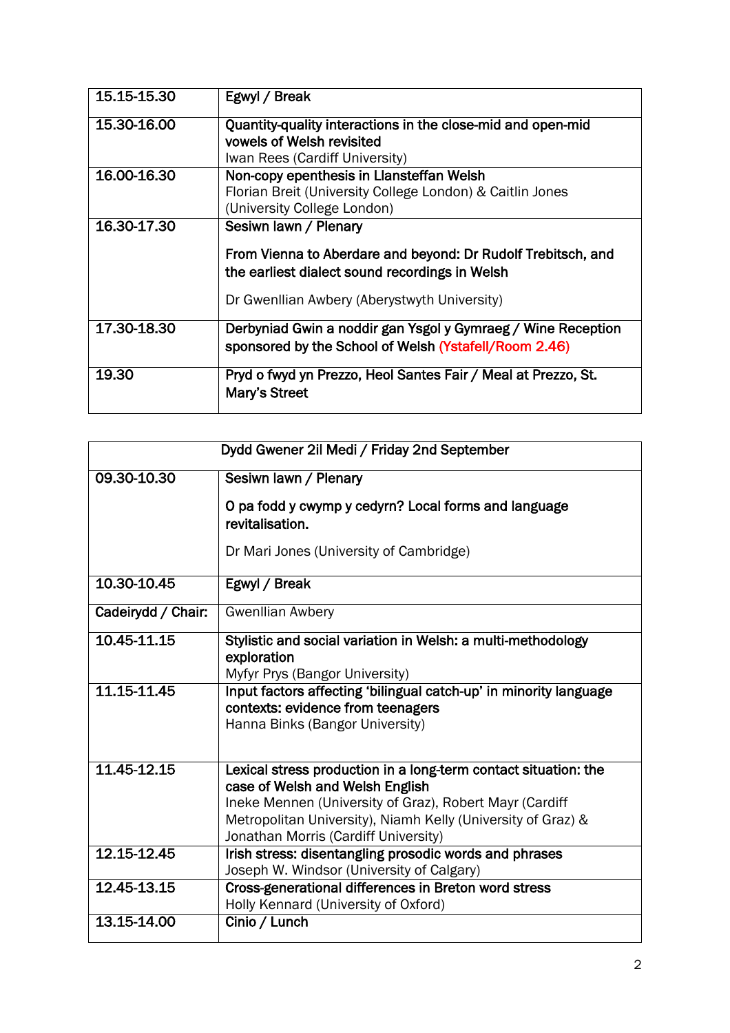| | |
|---|---|
| 15.15-15.30 | **Egwyl / Break** |
| 15.30-16.00 | **Quantity-quality interactions in the close-mid and open-mid vowels of Welsh revisited**<br>Iwan Rees (Cardiff University) |
| 16.00-16.30 | **Non-copy epenthesis in Llansteffan Welsh**<br>Florian Breit (University College London) & Caitlin Jones (University College London) |
| 16.30-17.30 | **Sesiwn lawn / Plenary**<br><br>**From Vienna to Aberdare and beyond: Dr Rudolf Trebitsch, and the earliest dialect sound recordings in Welsh**<br><br>Dr Gwenllian Awbery (Aberystwyth University) |
| 17.30-18.30 | **Derbyniad Gwin a noddir gan Ysgol y Gymraeg / Wine Reception sponsored by the School of Welsh** (Ystafell/Room 2.46) |
| 19.30 | **Pryd o fwyd yn Prezzo, Heol Santes Fair / Meal at Prezzo, St. Mary's Street** |

| Dydd Gwener 2il Medi / Friday 2nd September | |
|---|---|
| 09.30-10.30 | **Sesiwn lawn / Plenary**<br><br>**O pa fodd y cwymp y cedyrn? Local forms and language revitalisation.**<br><br>Dr Mari Jones (University of Cambridge) |
| 10.30-10.45 | **Egwyl / Break** |
| **Cadeirydd / Chair:** | Gwenllian Awbery |
| 10.45-11.15 | **Stylistic and social variation in Welsh: a multi-methodology exploration**<br>Myfyr Prys (Bangor University) |
| 11.15-11.45 | **Input factors affecting 'bilingual catch-up' in minority language contexts: evidence from teenagers**<br>Hanna Binks (Bangor University) |
| 11.45-12.15 | **Lexical stress production in a long-term contact situation: the case of Welsh and Welsh English**<br>Ineke Mennen (University of Graz), Robert Mayr (Cardiff Metropolitan University), Niamh Kelly (University of Graz) & Jonathan Morris (Cardiff University) |
| 12.15-12.45 | **Irish stress: disentangling prosodic words and phrases**<br>Joseph W. Windsor (University of Calgary) |
| 12.45-13.15 | **Cross-generational differences in Breton word stress**<br>Holly Kennard (University of Oxford) |
| 13.15-14.00 | **Cinio / Lunch** |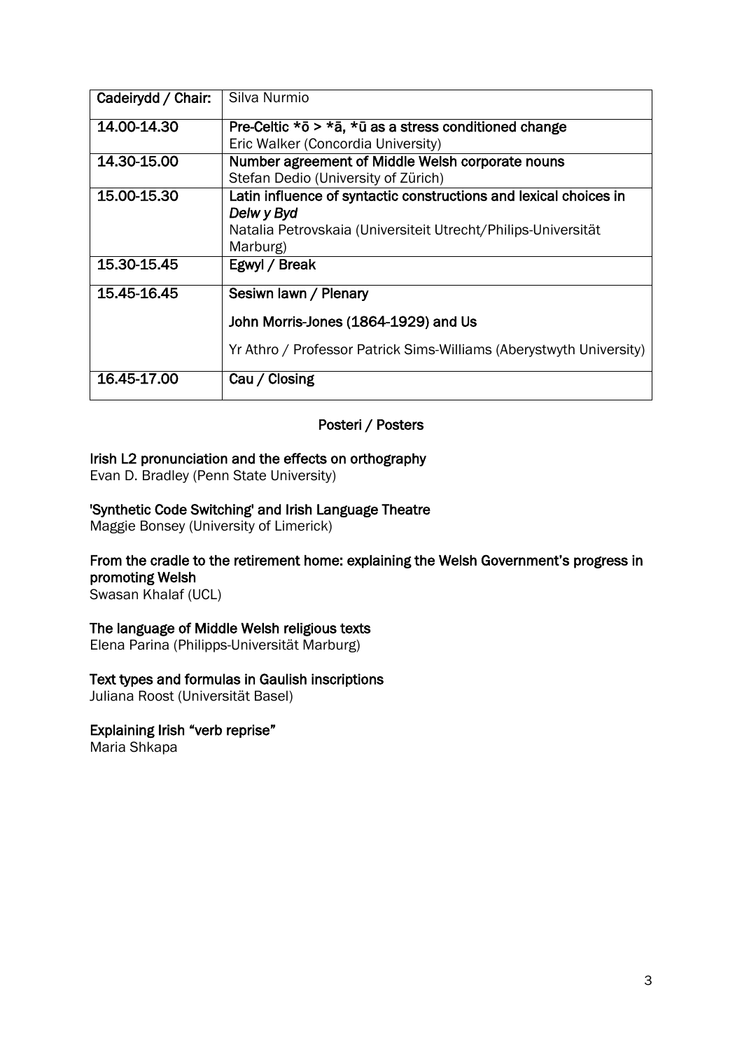| Cadeirydd / Chair: | Silva Nurmio |
| --- | --- |
| 14.00-14.30 | **Pre-Celtic \*ō > \*ā, \*ū as a stress conditioned change**<br>Eric Walker (Concordia University) |
| 14.30-15.00 | **Number agreement of Middle Welsh corporate nouns**<br>Stefan Dedio (University of Zürich) |
| 15.00-15.30 | **Latin influence of syntactic constructions and lexical choices in *Delw y Byd***<br>Natalia Petrovskaia (Universiteit Utrecht/Philips-Universität Marburg) |
| 15.30-15.45 | **Egwyl / Break** |
| 15.45-16.45 | **Sesiwn lawn / Plenary**<br>**John Morris-Jones (1864-1929) and Us**<br>Yr Athro / Professor Patrick Sims-Williams (Aberystwyth University) |
| 16.45-17.00 | **Cau / Closing** |

## Posteri / Posters

**Irish L2 pronunciation and the effects on orthography**
Evan D. Bradley (Penn State University)

**'Synthetic Code Switching' and Irish Language Theatre**
Maggie Bonsey (University of Limerick)

**From the cradle to the retirement home: explaining the Welsh Government's progress in promoting Welsh**
Swasan Khalaf (UCL)

**The language of Middle Welsh religious texts**
Elena Parina (Philipps-Universität Marburg)

**Text types and formulas in Gaulish inscriptions**
Juliana Roost (Universität Basel)

**Explaining Irish "verb reprise"**
Maria Shkapa